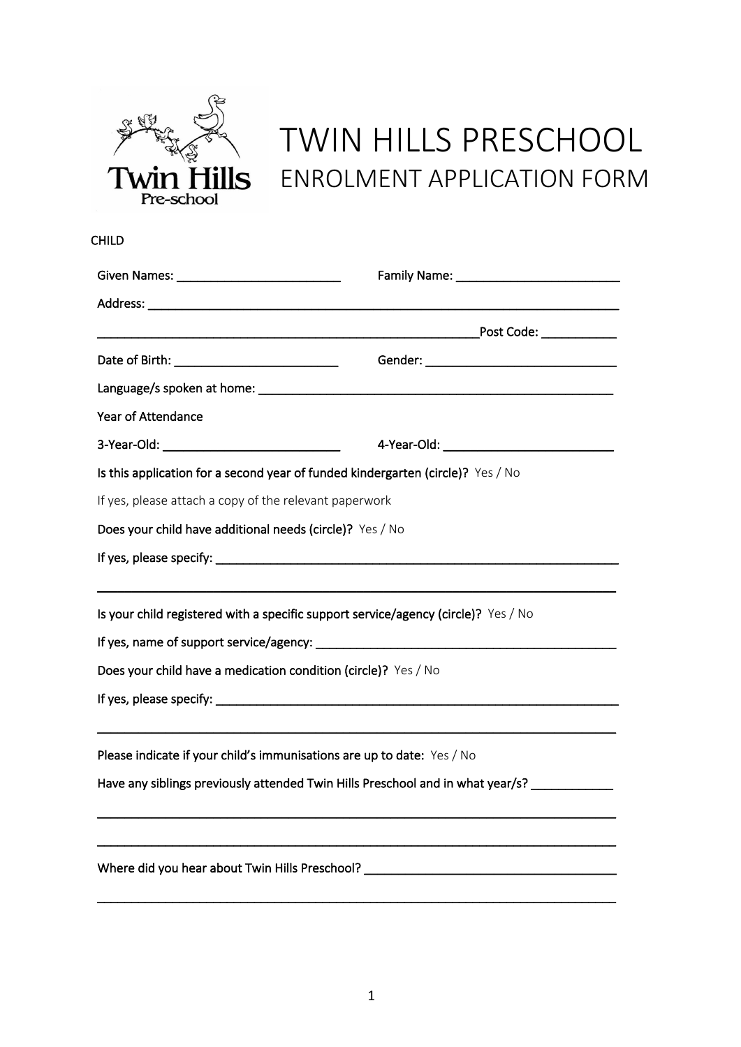# TWIN HILLS PRESCHOOL

## ENROLMENT APPLICATION FORM

CHILD

Given Names: ________________________ Family Name: ________________________

Address: ______________________________________________________________________

_________________________________________________________ Post Code: ___________

Date of Birth: ________________________ Gender: ____________________________

Language/s spoken at home: ____________________________________________________

Year of Attendance

3-Year-Old: __________________________ 4-Year-Old: _________________________

Is this application for a second year of funded kindergarten (circle)? Yes / No

If yes, please attach a copy of the relevant paperwork

Does your child have additional needs (circle)? Yes / No

If yes, please specify: ________________________________________________________

_______________________________________________________________________________

Is your child registered with a specific support service/agency (circle)? Yes / No

If yes, name of support service/agency: _______________________________________

Does your child have a medication condition (circle)? Yes / No

If yes, please specify: ________________________________________________________

_______________________________________________________________________________

Please indicate if your child's immunisations are up to date: Yes / No

Have any siblings previously attended Twin Hills Preschool and in what year/s? ____________

_______________________________________________________________________________

_______________________________________________________________________________

Where did you hear about Twin Hills Preschool? ______________________________________

_______________________________________________________________________________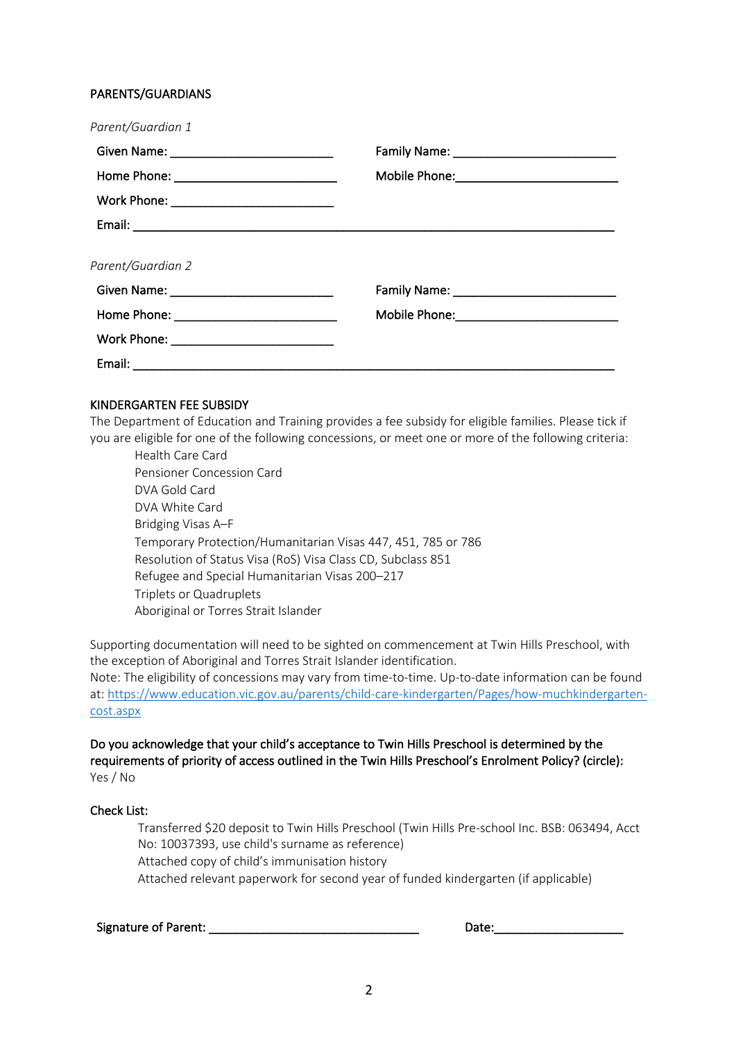PARENTS/GUARDIANS

*Parent/Guardian 1*

Given Name: ________________________ Family Name: ________________________

Home Phone: ________________________ Mobile Phone: ________________________

Work Phone: ________________________

Email: ________________________________________________________________________

*Parent/Guardian 2*

Given Name: ________________________ Family Name: ________________________

Home Phone: ________________________ Mobile Phone: ________________________

Work Phone: ________________________

Email: ________________________________________________________________________

KINDERGARTEN FEE SUBSIDY

The Department of Education and Training provides a fee subsidy for eligible families. Please tick if you are eligible for one of the following concessions, or meet one or more of the following criteria:

- Health Care Card
- Pensioner Concession Card
- DVA Gold Card
- DVA White Card
- Bridging Visas A–F
- Temporary Protection/Humanitarian Visas 447, 451, 785 or 786
- Resolution of Status Visa (RoS) Visa Class CD, Subclass 851
- Refugee and Special Humanitarian Visas 200–217
- Triplets or Quadruplets
- Aboriginal or Torres Strait Islander

Supporting documentation will need to be sighted on commencement at Twin Hills Preschool, with the exception of Aboriginal and Torres Strait Islander identification.
Note: The eligibility of concessions may vary from time-to-time. Up-to-date information can be found at: https://www.education.vic.gov.au/parents/child-care-kindergarten/Pages/how-muchkindergarten-cost.aspx

**Do you acknowledge that your child's acceptance to Twin Hills Preschool is determined by the requirements of priority of access outlined in the Twin Hills Preschool's Enrolment Policy? (circle):**
Yes / No

Check List:

- Transferred $20 deposit to Twin Hills Preschool (Twin Hills Pre-school Inc. BSB: 063494, Acct No: 10037393, use child's surname as reference)
- Attached copy of child's immunisation history
- Attached relevant paperwork for second year of funded kindergarten (if applicable)

Signature of Parent: ________________________________ Date: ___________________